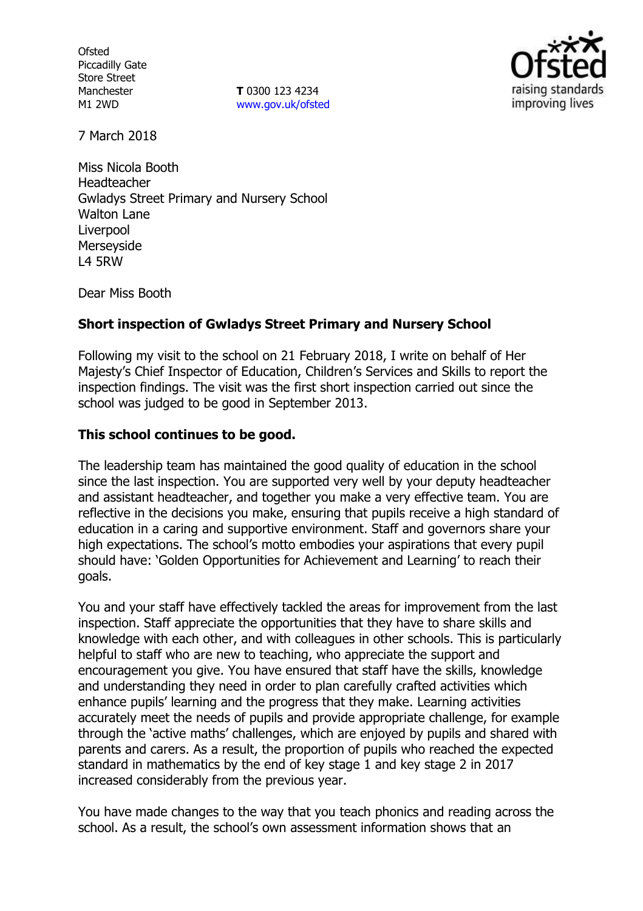Ofsted
Piccadilly Gate
Store Street
Manchester
M1 2WD

**T** 0300 123 4234
www.gov.uk/ofsted

7 March 2018

Miss Nicola Booth
Headteacher
Gwladys Street Primary and Nursery School
Walton Lane
Liverpool
Merseyside
L4 5RW

Dear Miss Booth

**Short inspection of Gwladys Street Primary and Nursery School**

Following my visit to the school on 21 February 2018, I write on behalf of Her Majesty's Chief Inspector of Education, Children's Services and Skills to report the inspection findings. The visit was the first short inspection carried out since the school was judged to be good in September 2013.

**This school continues to be good.**

The leadership team has maintained the good quality of education in the school since the last inspection. You are supported very well by your deputy headteacher and assistant headteacher, and together you make a very effective team. You are reflective in the decisions you make, ensuring that pupils receive a high standard of education in a caring and supportive environment. Staff and governors share your high expectations. The school's motto embodies your aspirations that every pupil should have: 'Golden Opportunities for Achievement and Learning' to reach their goals.

You and your staff have effectively tackled the areas for improvement from the last inspection. Staff appreciate the opportunities that they have to share skills and knowledge with each other, and with colleagues in other schools. This is particularly helpful to staff who are new to teaching, who appreciate the support and encouragement you give. You have ensured that staff have the skills, knowledge and understanding they need in order to plan carefully crafted activities which enhance pupils' learning and the progress that they make. Learning activities accurately meet the needs of pupils and provide appropriate challenge, for example through the 'active maths' challenges, which are enjoyed by pupils and shared with parents and carers. As a result, the proportion of pupils who reached the expected standard in mathematics by the end of key stage 1 and key stage 2 in 2017 increased considerably from the previous year.

You have made changes to the way that you teach phonics and reading across the school. As a result, the school's own assessment information shows that an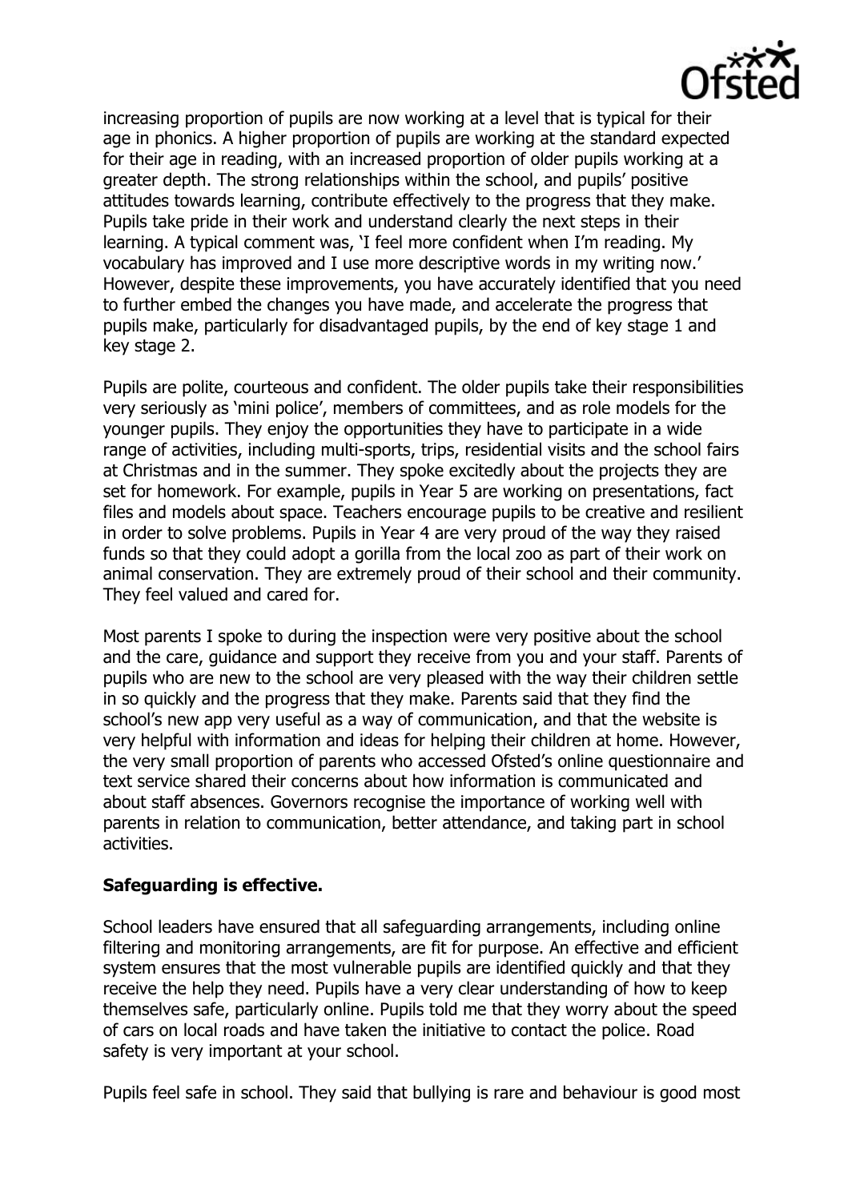increasing proportion of pupils are now working at a level that is typical for their age in phonics. A higher proportion of pupils are working at the standard expected for their age in reading, with an increased proportion of older pupils working at a greater depth. The strong relationships within the school, and pupils' positive attitudes towards learning, contribute effectively to the progress that they make. Pupils take pride in their work and understand clearly the next steps in their learning. A typical comment was, 'I feel more confident when I'm reading. My vocabulary has improved and I use more descriptive words in my writing now.' However, despite these improvements, you have accurately identified that you need to further embed the changes you have made, and accelerate the progress that pupils make, particularly for disadvantaged pupils, by the end of key stage 1 and key stage 2.

Pupils are polite, courteous and confident. The older pupils take their responsibilities very seriously as 'mini police', members of committees, and as role models for the younger pupils. They enjoy the opportunities they have to participate in a wide range of activities, including multi-sports, trips, residential visits and the school fairs at Christmas and in the summer. They spoke excitedly about the projects they are set for homework. For example, pupils in Year 5 are working on presentations, fact files and models about space. Teachers encourage pupils to be creative and resilient in order to solve problems. Pupils in Year 4 are very proud of the way they raised funds so that they could adopt a gorilla from the local zoo as part of their work on animal conservation. They are extremely proud of their school and their community. They feel valued and cared for.

Most parents I spoke to during the inspection were very positive about the school and the care, guidance and support they receive from you and your staff. Parents of pupils who are new to the school are very pleased with the way their children settle in so quickly and the progress that they make. Parents said that they find the school's new app very useful as a way of communication, and that the website is very helpful with information and ideas for helping their children at home. However, the very small proportion of parents who accessed Ofsted's online questionnaire and text service shared their concerns about how information is communicated and about staff absences. Governors recognise the importance of working well with parents in relation to communication, better attendance, and taking part in school activities.

**Safeguarding is effective.**

School leaders have ensured that all safeguarding arrangements, including online filtering and monitoring arrangements, are fit for purpose. An effective and efficient system ensures that the most vulnerable pupils are identified quickly and that they receive the help they need. Pupils have a very clear understanding of how to keep themselves safe, particularly online. Pupils told me that they worry about the speed of cars on local roads and have taken the initiative to contact the police. Road safety is very important at your school.

Pupils feel safe in school. They said that bullying is rare and behaviour is good most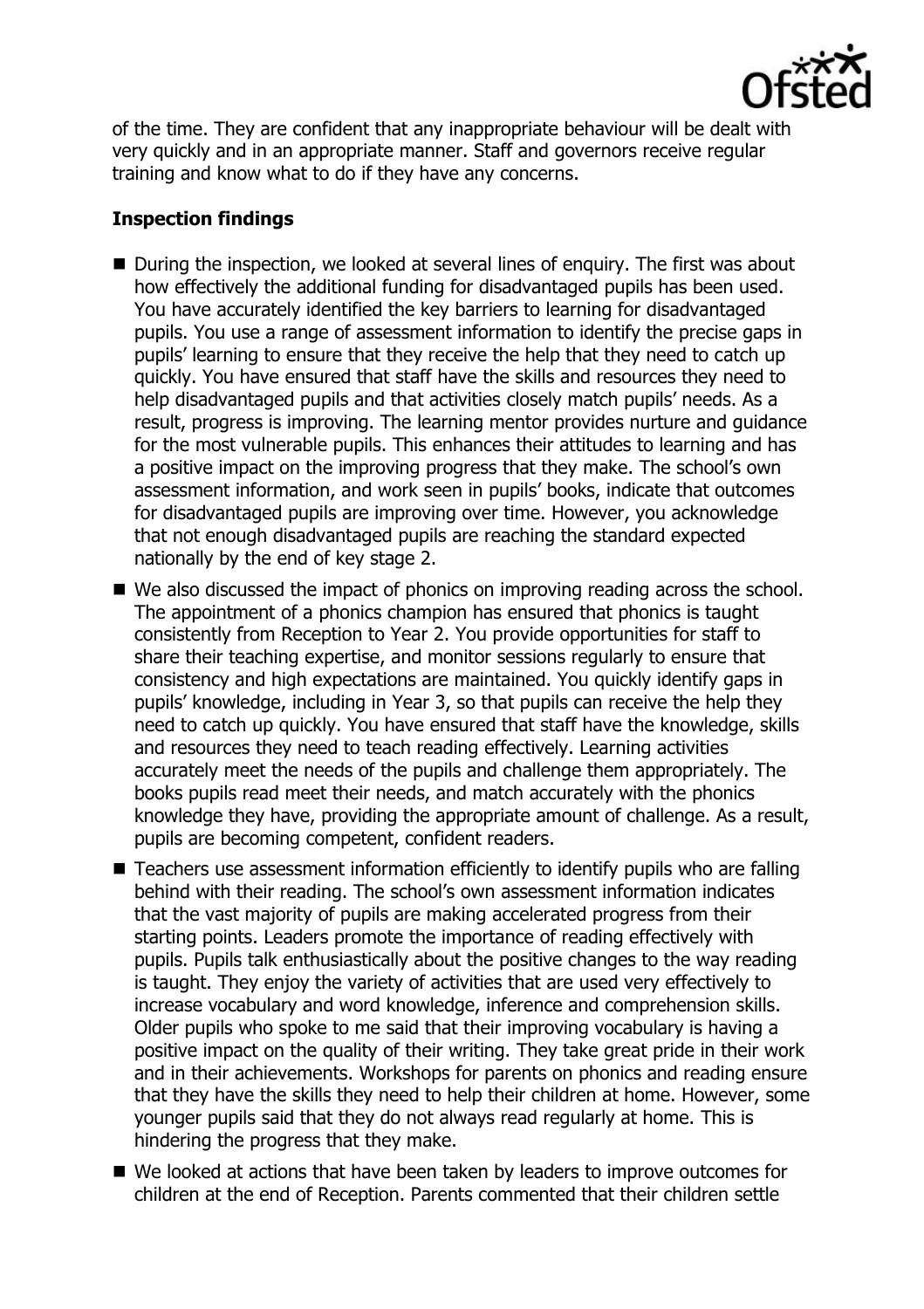of the time. They are confident that any inappropriate behaviour will be dealt with very quickly and in an appropriate manner. Staff and governors receive regular training and know what to do if they have any concerns.

## Inspection findings

- During the inspection, we looked at several lines of enquiry. The first was about how effectively the additional funding for disadvantaged pupils has been used. You have accurately identified the key barriers to learning for disadvantaged pupils. You use a range of assessment information to identify the precise gaps in pupils' learning to ensure that they receive the help that they need to catch up quickly. You have ensured that staff have the skills and resources they need to help disadvantaged pupils and that activities closely match pupils' needs. As a result, progress is improving. The learning mentor provides nurture and guidance for the most vulnerable pupils. This enhances their attitudes to learning and has a positive impact on the improving progress that they make. The school's own assessment information, and work seen in pupils' books, indicate that outcomes for disadvantaged pupils are improving over time. However, you acknowledge that not enough disadvantaged pupils are reaching the standard expected nationally by the end of key stage 2.
- We also discussed the impact of phonics on improving reading across the school. The appointment of a phonics champion has ensured that phonics is taught consistently from Reception to Year 2. You provide opportunities for staff to share their teaching expertise, and monitor sessions regularly to ensure that consistency and high expectations are maintained. You quickly identify gaps in pupils' knowledge, including in Year 3, so that pupils can receive the help they need to catch up quickly. You have ensured that staff have the knowledge, skills and resources they need to teach reading effectively. Learning activities accurately meet the needs of the pupils and challenge them appropriately. The books pupils read meet their needs, and match accurately with the phonics knowledge they have, providing the appropriate amount of challenge. As a result, pupils are becoming competent, confident readers.
- Teachers use assessment information efficiently to identify pupils who are falling behind with their reading. The school's own assessment information indicates that the vast majority of pupils are making accelerated progress from their starting points. Leaders promote the importance of reading effectively with pupils. Pupils talk enthusiastically about the positive changes to the way reading is taught. They enjoy the variety of activities that are used very effectively to increase vocabulary and word knowledge, inference and comprehension skills. Older pupils who spoke to me said that their improving vocabulary is having a positive impact on the quality of their writing. They take great pride in their work and in their achievements. Workshops for parents on phonics and reading ensure that they have the skills they need to help their children at home. However, some younger pupils said that they do not always read regularly at home. This is hindering the progress that they make.
- We looked at actions that have been taken by leaders to improve outcomes for children at the end of Reception. Parents commented that their children settle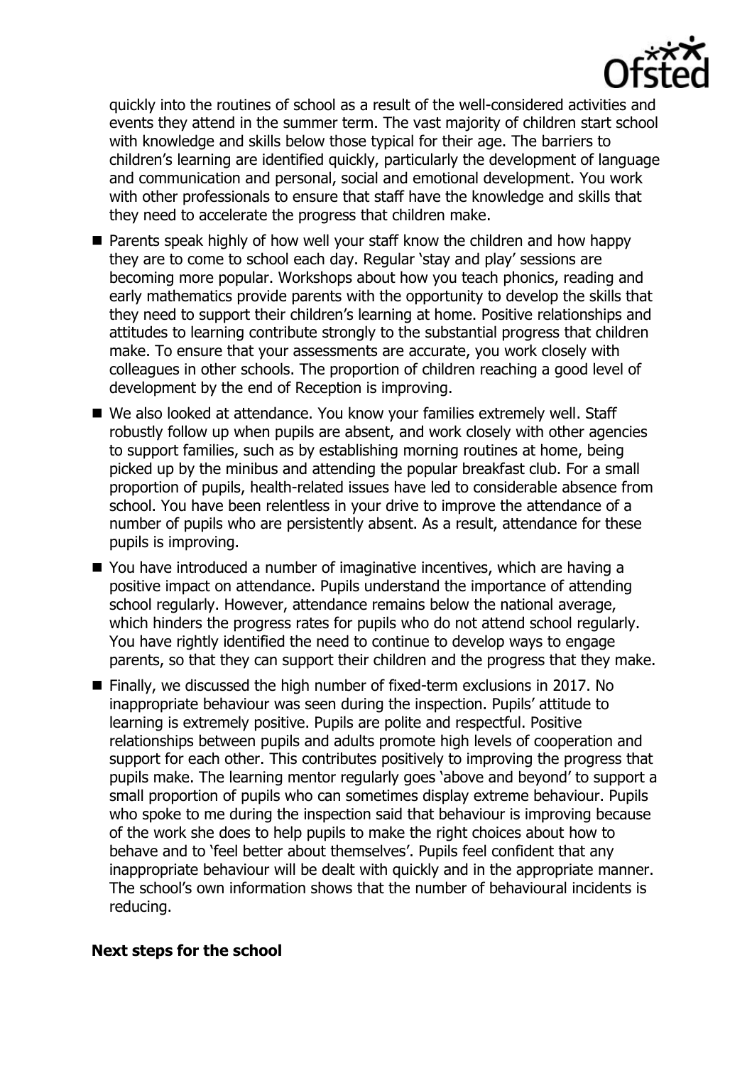quickly into the routines of school as a result of the well-considered activities and events they attend in the summer term. The vast majority of children start school with knowledge and skills below those typical for their age. The barriers to children's learning are identified quickly, particularly the development of language and communication and personal, social and emotional development. You work with other professionals to ensure that staff have the knowledge and skills that they need to accelerate the progress that children make.

- Parents speak highly of how well your staff know the children and how happy they are to come to school each day. Regular 'stay and play' sessions are becoming more popular. Workshops about how you teach phonics, reading and early mathematics provide parents with the opportunity to develop the skills that they need to support their children's learning at home. Positive relationships and attitudes to learning contribute strongly to the substantial progress that children make. To ensure that your assessments are accurate, you work closely with colleagues in other schools. The proportion of children reaching a good level of development by the end of Reception is improving.
- We also looked at attendance. You know your families extremely well. Staff robustly follow up when pupils are absent, and work closely with other agencies to support families, such as by establishing morning routines at home, being picked up by the minibus and attending the popular breakfast club. For a small proportion of pupils, health-related issues have led to considerable absence from school. You have been relentless in your drive to improve the attendance of a number of pupils who are persistently absent. As a result, attendance for these pupils is improving.
- You have introduced a number of imaginative incentives, which are having a positive impact on attendance. Pupils understand the importance of attending school regularly. However, attendance remains below the national average, which hinders the progress rates for pupils who do not attend school regularly. You have rightly identified the need to continue to develop ways to engage parents, so that they can support their children and the progress that they make.
- Finally, we discussed the high number of fixed-term exclusions in 2017. No inappropriate behaviour was seen during the inspection. Pupils' attitude to learning is extremely positive. Pupils are polite and respectful. Positive relationships between pupils and adults promote high levels of cooperation and support for each other. This contributes positively to improving the progress that pupils make. The learning mentor regularly goes 'above and beyond' to support a small proportion of pupils who can sometimes display extreme behaviour. Pupils who spoke to me during the inspection said that behaviour is improving because of the work she does to help pupils to make the right choices about how to behave and to 'feel better about themselves'. Pupils feel confident that any inappropriate behaviour will be dealt with quickly and in the appropriate manner. The school's own information shows that the number of behavioural incidents is reducing.

**Next steps for the school**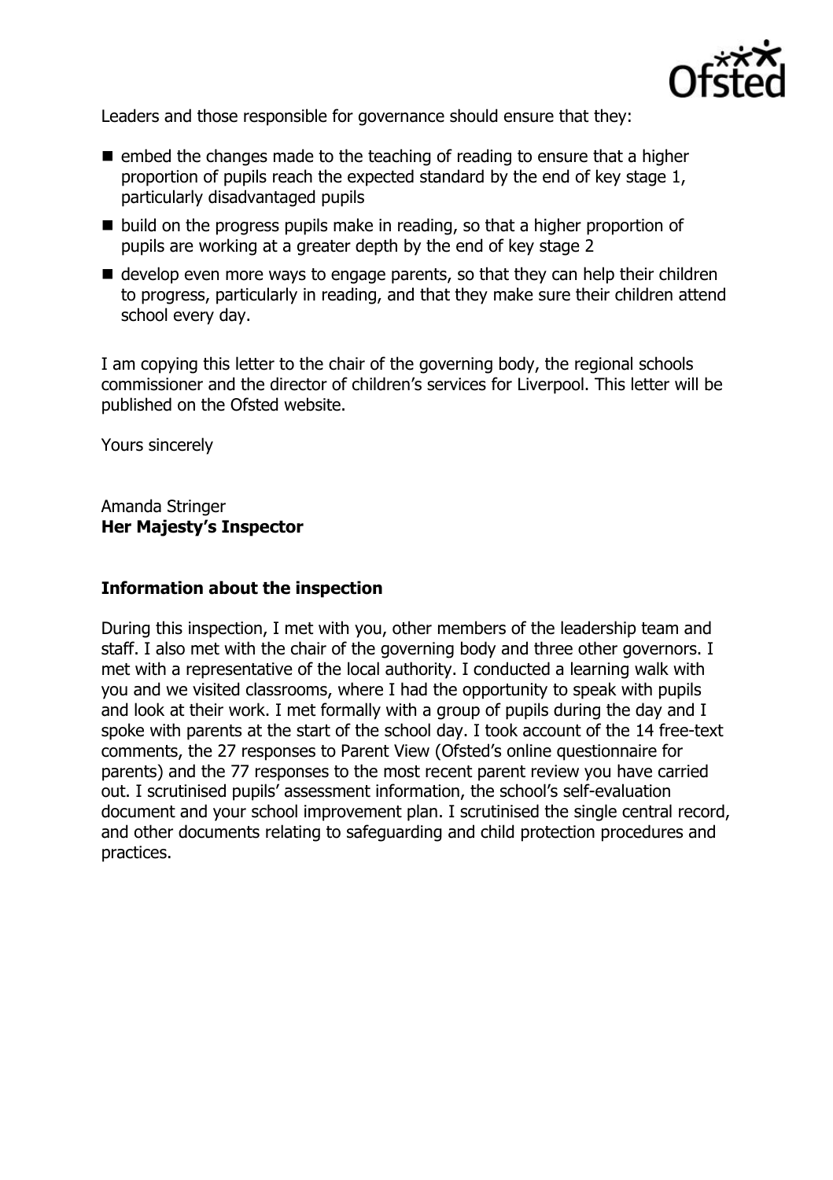Leaders and those responsible for governance should ensure that they:

- embed the changes made to the teaching of reading to ensure that a higher proportion of pupils reach the expected standard by the end of key stage 1, particularly disadvantaged pupils
- build on the progress pupils make in reading, so that a higher proportion of pupils are working at a greater depth by the end of key stage 2
- develop even more ways to engage parents, so that they can help their children to progress, particularly in reading, and that they make sure their children attend school every day.

I am copying this letter to the chair of the governing body, the regional schools commissioner and the director of children's services for Liverpool. This letter will be published on the Ofsted website.

Yours sincerely

Amanda Stringer
**Her Majesty's Inspector**

### Information about the inspection

During this inspection, I met with you, other members of the leadership team and staff. I also met with the chair of the governing body and three other governors. I met with a representative of the local authority. I conducted a learning walk with you and we visited classrooms, where I had the opportunity to speak with pupils and look at their work. I met formally with a group of pupils during the day and I spoke with parents at the start of the school day. I took account of the 14 free-text comments, the 27 responses to Parent View (Ofsted's online questionnaire for parents) and the 77 responses to the most recent parent review you have carried out. I scrutinised pupils' assessment information, the school's self-evaluation document and your school improvement plan. I scrutinised the single central record, and other documents relating to safeguarding and child protection procedures and practices.